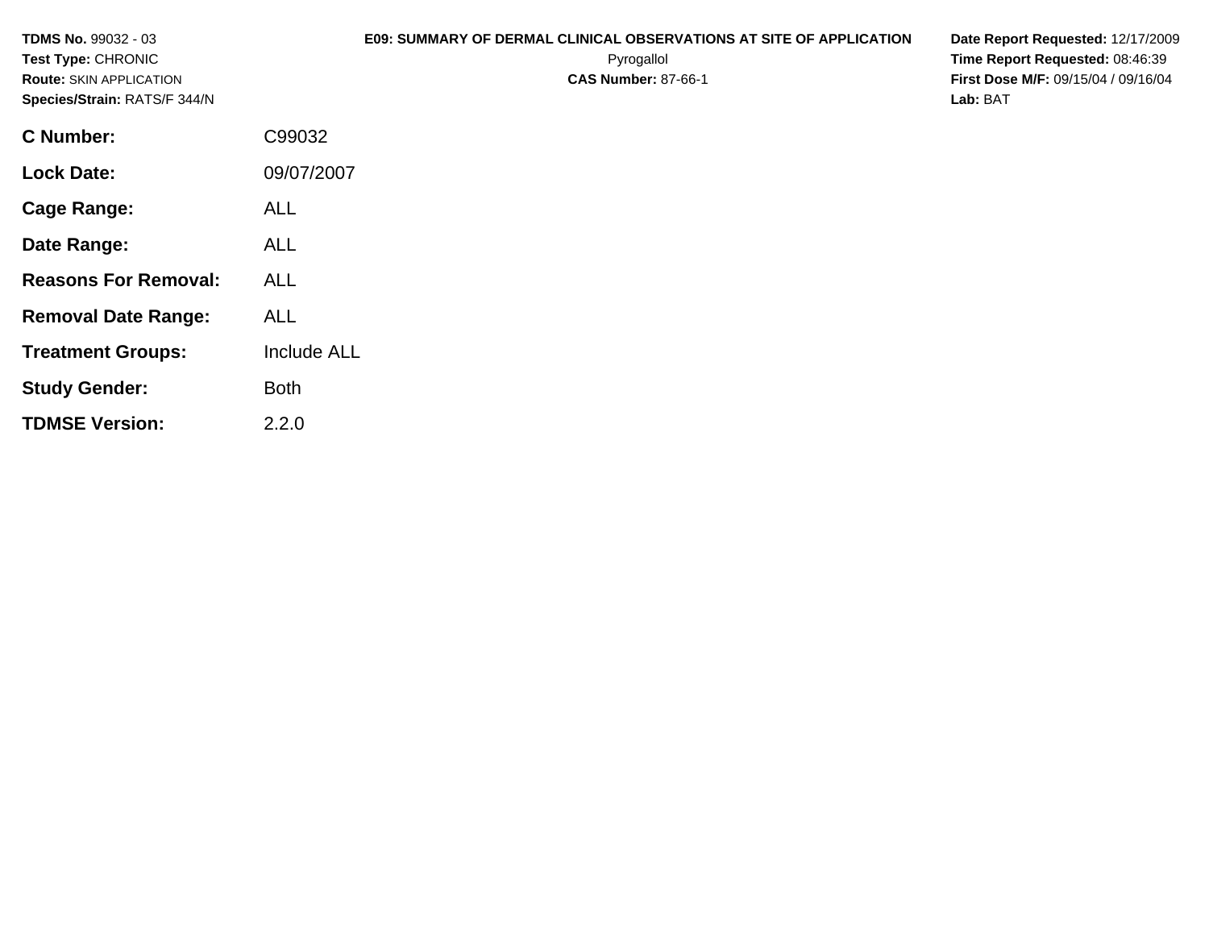**TDMS No.** 99032 - 03
**Test Type:** CHRONIC
**Route:** SKIN APPLICATION
**Species/Strain:** RATS/F 344/N

**E09: SUMMARY OF DERMAL CLINICAL OBSERVATIONS AT SITE OF APPLICATION**
Pyrogallol
**CAS Number:** 87-66-1

**Date Report Requested:** 12/17/2009
**Time Report Requested:** 08:46:39
**First Dose M/F:** 09/15/04 / 09/16/04
**Lab:** BAT

| | |
|---|---|
| **C Number:** | C99032 |
| **Lock Date:** | 09/07/2007 |
| **Cage Range:** | ALL |
| **Date Range:** | ALL |
| **Reasons For Removal:** | ALL |
| **Removal Date Range:** | ALL |
| **Treatment Groups:** | Include ALL |
| **Study Gender:** | Both |
| **TDMSE Version:** | 2.2.0 |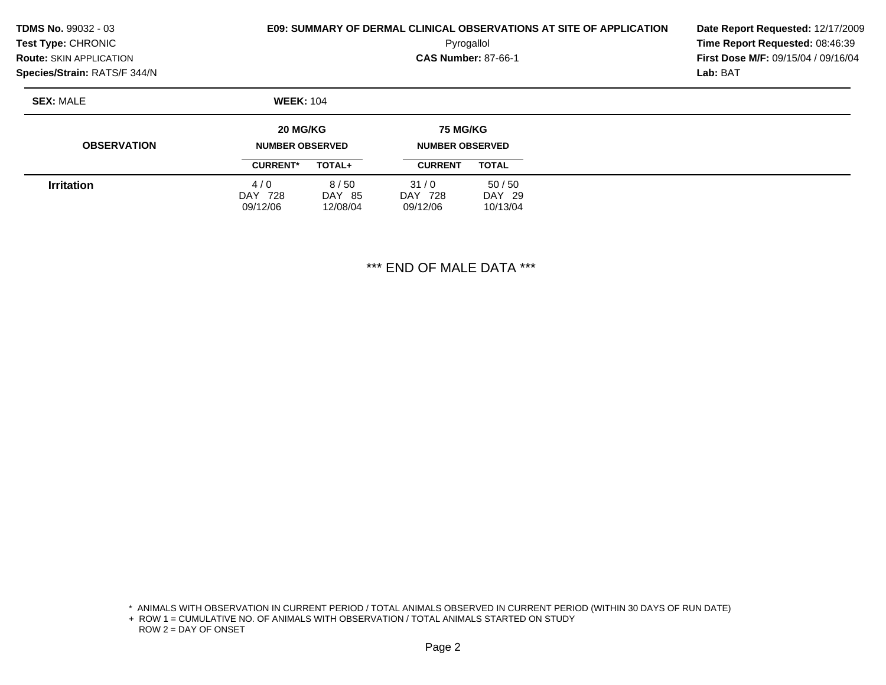**TDMS No.** 99032 - 03
**Test Type:** CHRONIC
**Route:** SKIN APPLICATION
**Species/Strain:** RATS/F 344/N

**E09: SUMMARY OF DERMAL CLINICAL OBSERVATIONS AT SITE OF APPLICATION**

Pyrogallol

**CAS Number:** 87-66-1

**Date Report Requested:** 12/17/2009
**Time Report Requested:** 08:46:39
**First Dose M/F:** 09/15/04 / 09/16/04
**Lab:** BAT

**SEX:** MALE **WEEK:** 104

| OBSERVATION | 20 MG/KG NUMBER OBSERVED | | 75 MG/KG NUMBER OBSERVED | |
|---|---|---|---|---|
| | CURRENT* | TOTAL+ | CURRENT | TOTAL |
| **Irritation** | 4 / 0<br>DAY 728<br>09/12/06 | 8 / 50<br>DAY 85<br>12/08/04 | 31 / 0<br>DAY 728<br>09/12/06 | 50 / 50<br>DAY 29<br>10/13/04 |

*** END OF MALE DATA ***

* ANIMALS WITH OBSERVATION IN CURRENT PERIOD / TOTAL ANIMALS OBSERVED IN CURRENT PERIOD (WITHIN 30 DAYS OF RUN DATE)
+ ROW 1 = CUMULATIVE NO. OF ANIMALS WITH OBSERVATION / TOTAL ANIMALS STARTED ON STUDY
ROW 2 = DAY OF ONSET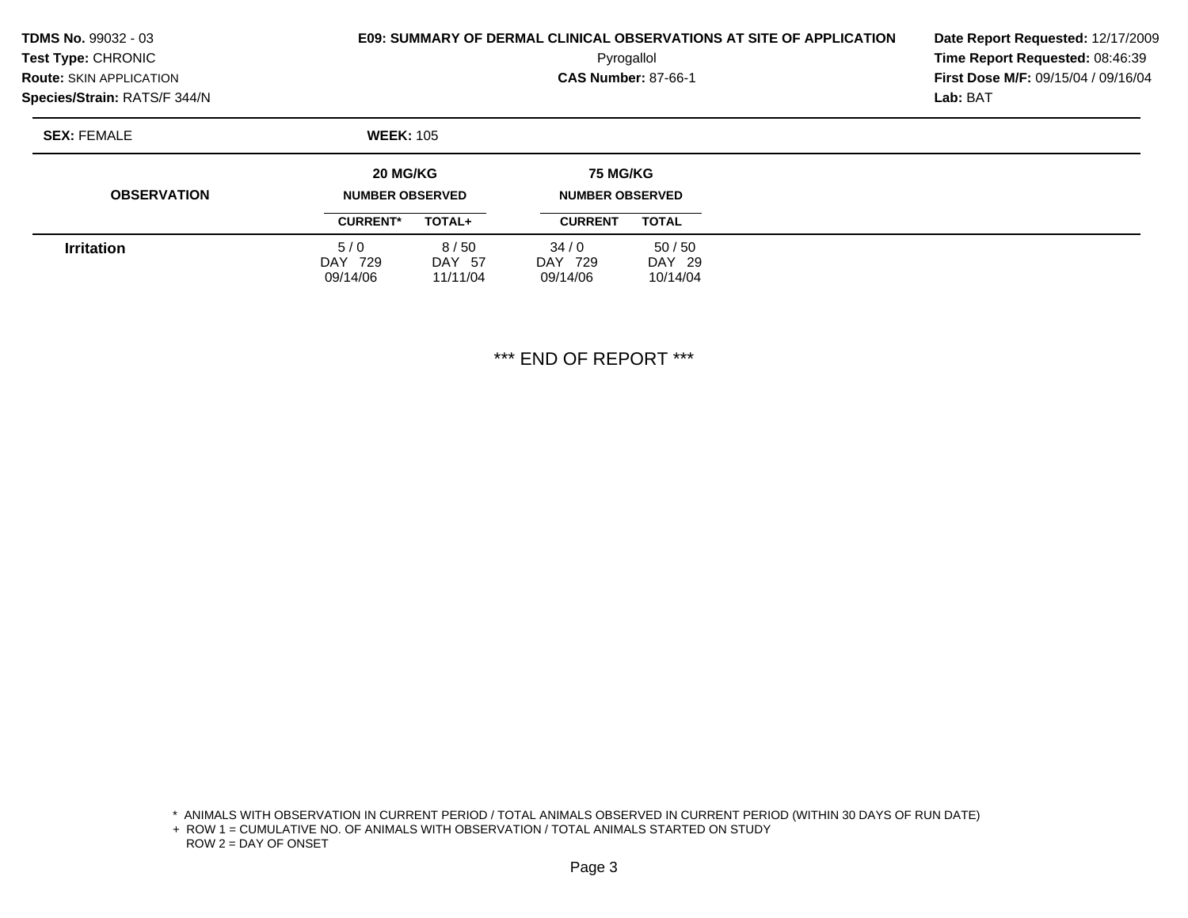**TDMS No.** 99032 - 03
**Test Type:** CHRONIC
**Route:** SKIN APPLICATION
**Species/Strain:** RATS/F 344/N

**E09: SUMMARY OF DERMAL CLINICAL OBSERVATIONS AT SITE OF APPLICATION**
Pyrogallol
**CAS Number:** 87-66-1

**Date Report Requested:** 12/17/2009
**Time Report Requested:** 08:46:39
**First Dose M/F:** 09/15/04 / 09/16/04
**Lab:** BAT

**SEX:** FEMALE **WEEK:** 105

| OBSERVATION | 20 MG/KG NUMBER OBSERVED | | 75 MG/KG NUMBER OBSERVED | |
|---|---|---|---|---|
| | CURRENT* | TOTAL+ | CURRENT | TOTAL |
| **Irritation** | 5 / 0<br>DAY 729<br>09/14/06 | 8 / 50<br>DAY 57<br>11/11/04 | 34 / 0<br>DAY 729<br>09/14/06 | 50 / 50<br>DAY 29<br>10/14/04 |

*** END OF REPORT ***

* ANIMALS WITH OBSERVATION IN CURRENT PERIOD / TOTAL ANIMALS OBSERVED IN CURRENT PERIOD (WITHIN 30 DAYS OF RUN DATE)
+ ROW 1 = CUMULATIVE NO. OF ANIMALS WITH OBSERVATION / TOTAL ANIMALS STARTED ON STUDY
ROW 2 = DAY OF ONSET